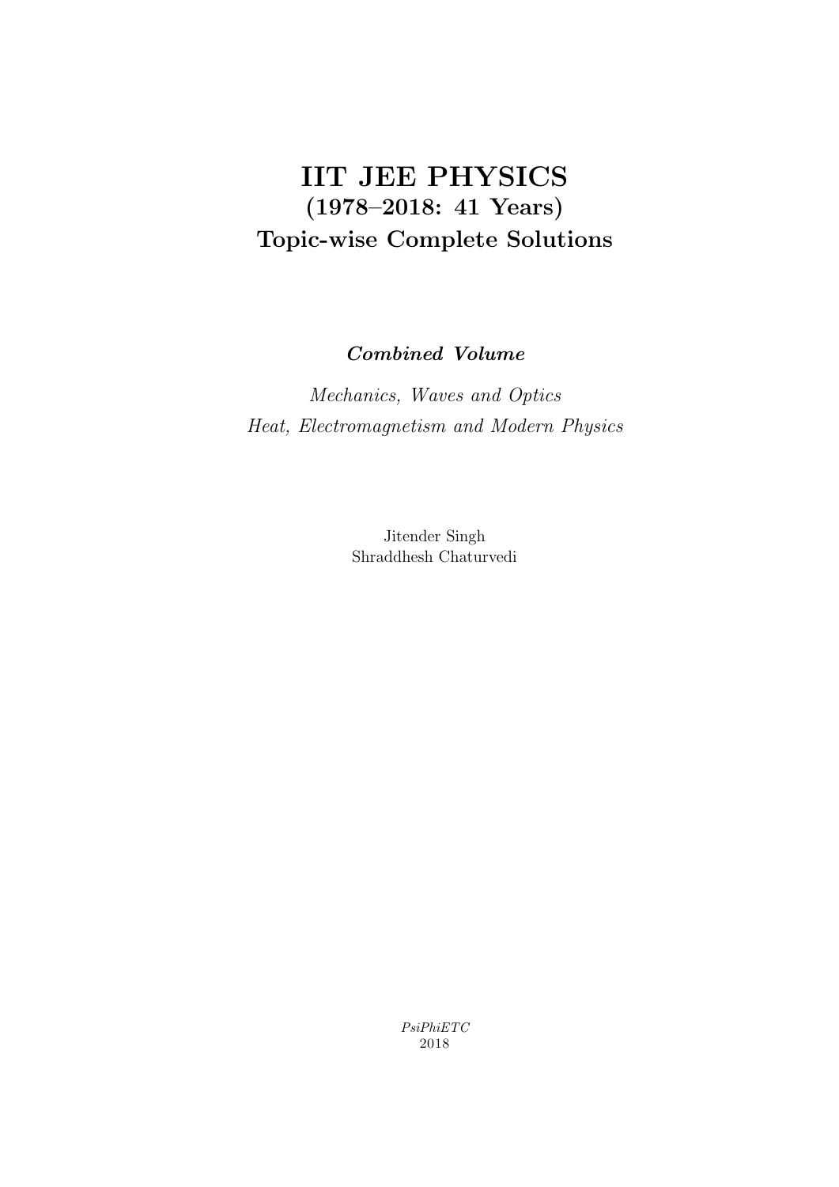# IIT JEE PHYSICS
## (1978–2018: 41 Years)
## Topic-wise Complete Solutions

***Combined Volume***

*Mechanics, Waves and Optics*
*Heat, Electromagnetism and Modern Physics*

Jitender Singh
Shraddhesh Chaturvedi

*PsiPhiETC*
2018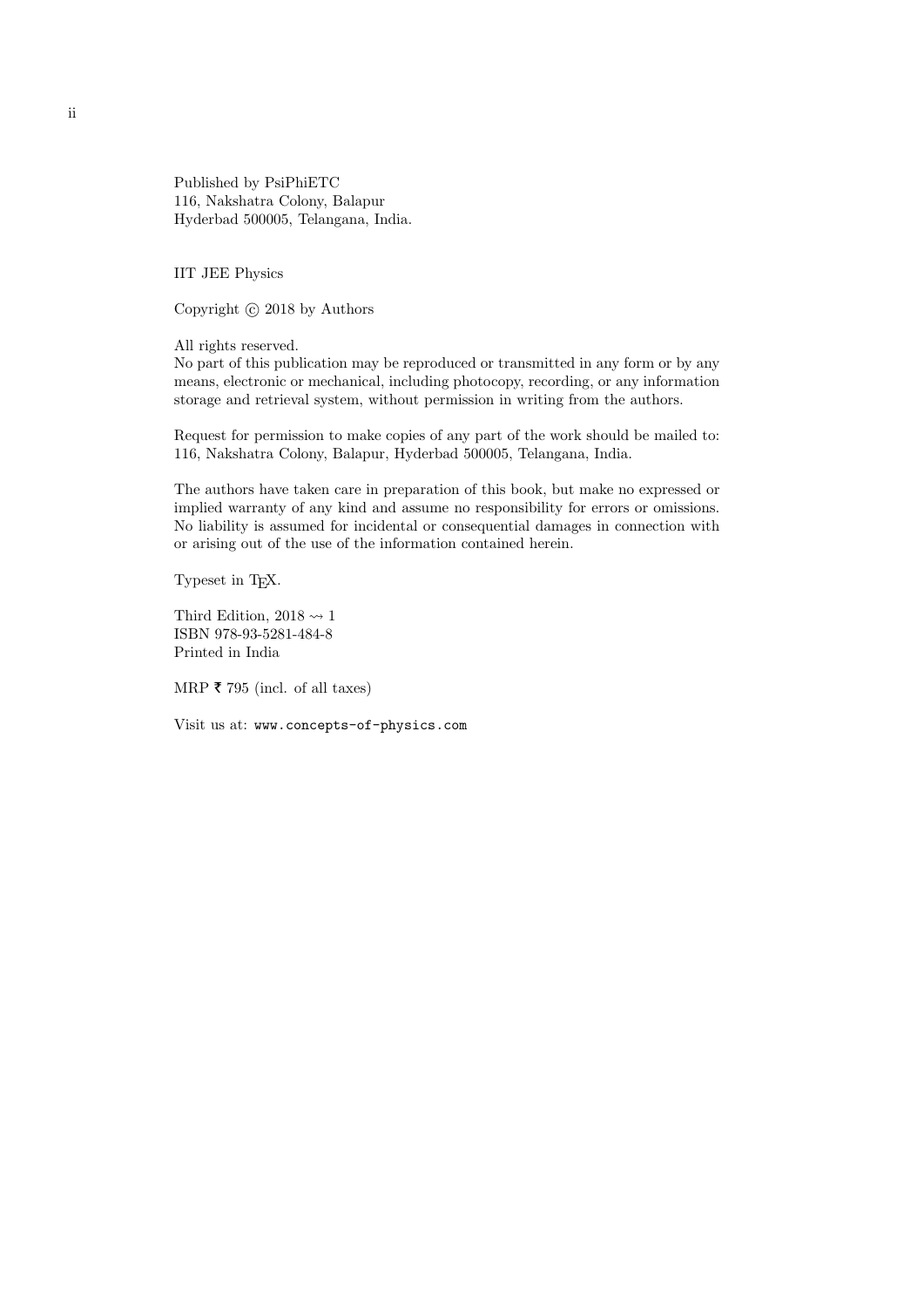Published by PsiPhiETC
116, Nakshatra Colony, Balapur
Hyderbad 500005, Telangana, India.

IIT JEE Physics

Copyright © 2018 by Authors

All rights reserved.
No part of this publication may be reproduced or transmitted in any form or by any means, electronic or mechanical, including photocopy, recording, or any information storage and retrieval system, without permission in writing from the authors.

Request for permission to make copies of any part of the work should be mailed to: 116, Nakshatra Colony, Balapur, Hyderbad 500005, Telangana, India.

The authors have taken care in preparation of this book, but make no expressed or implied warranty of any kind and assume no responsibility for errors or omissions. No liability is assumed for incidental or consequential damages in connection with or arising out of the use of the information contained herein.

Typeset in TEX.

Third Edition, 2018 $\rightsquigarrow$ 1
ISBN 978-93-5281-484-8
Printed in India

MRP ₹ 795 (incl. of all taxes)

Visit us at: `www.concepts-of-physics.com`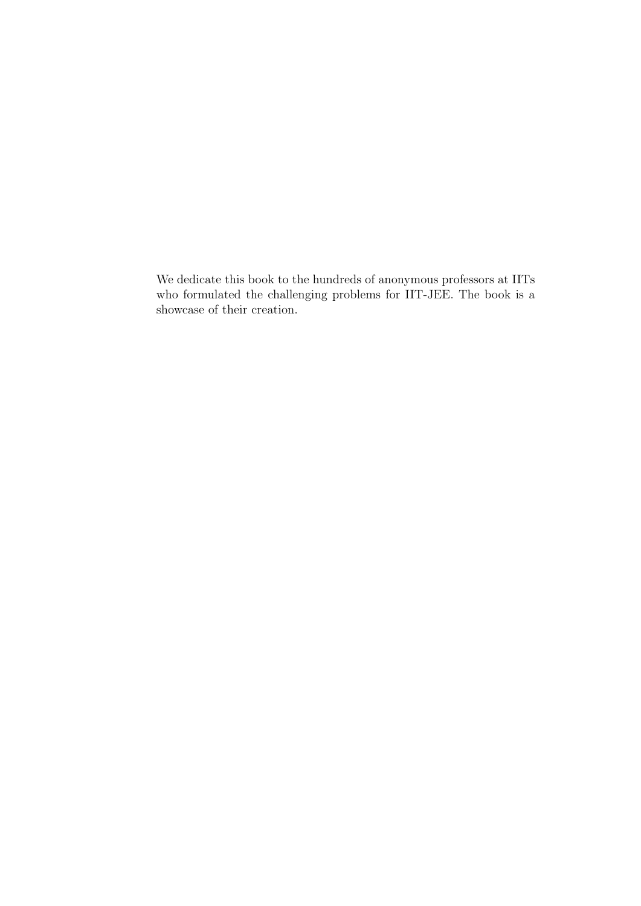We dedicate this book to the hundreds of anonymous professors at IITs who formulated the challenging problems for IIT-JEE. The book is a showcase of their creation.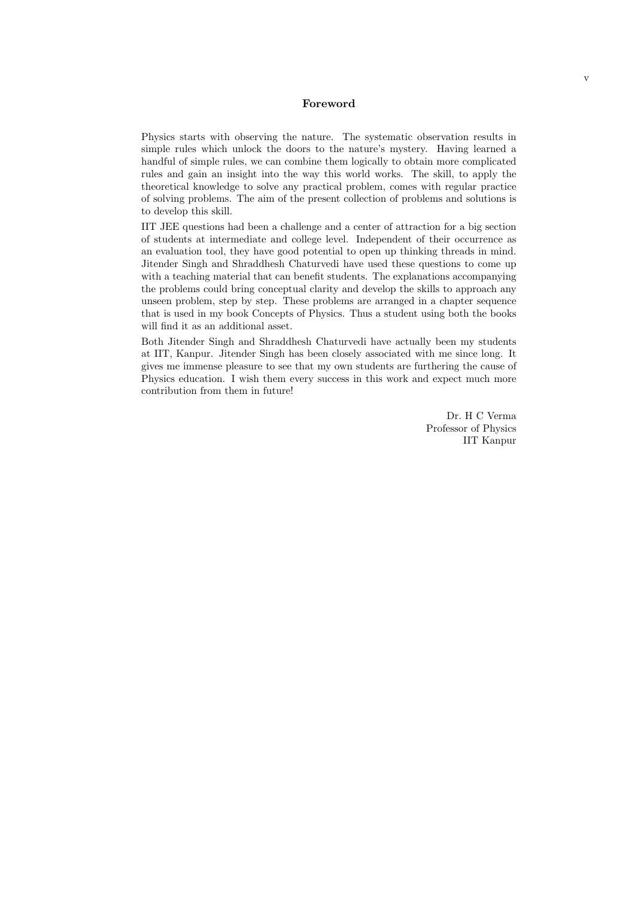# Foreword

Physics starts with observing the nature. The systematic observation results in simple rules which unlock the doors to the nature's mystery. Having learned a handful of simple rules, we can combine them logically to obtain more complicated rules and gain an insight into the way this world works. The skill, to apply the theoretical knowledge to solve any practical problem, comes with regular practice of solving problems. The aim of the present collection of problems and solutions is to develop this skill.

IIT JEE questions had been a challenge and a center of attraction for a big section of students at intermediate and college level. Independent of their occurrence as an evaluation tool, they have good potential to open up thinking threads in mind. Jitender Singh and Shraddhesh Chaturvedi have used these questions to come up with a teaching material that can benefit students. The explanations accompanying the problems could bring conceptual clarity and develop the skills to approach any unseen problem, step by step. These problems are arranged in a chapter sequence that is used in my book Concepts of Physics. Thus a student using both the books will find it as an additional asset.

Both Jitender Singh and Shraddhesh Chaturvedi have actually been my students at IIT, Kanpur. Jitender Singh has been closely associated with me since long. It gives me immense pleasure to see that my own students are furthering the cause of Physics education. I wish them every success in this work and expect much more contribution from them in future!

Dr. H C Verma
Professor of Physics
IIT Kanpur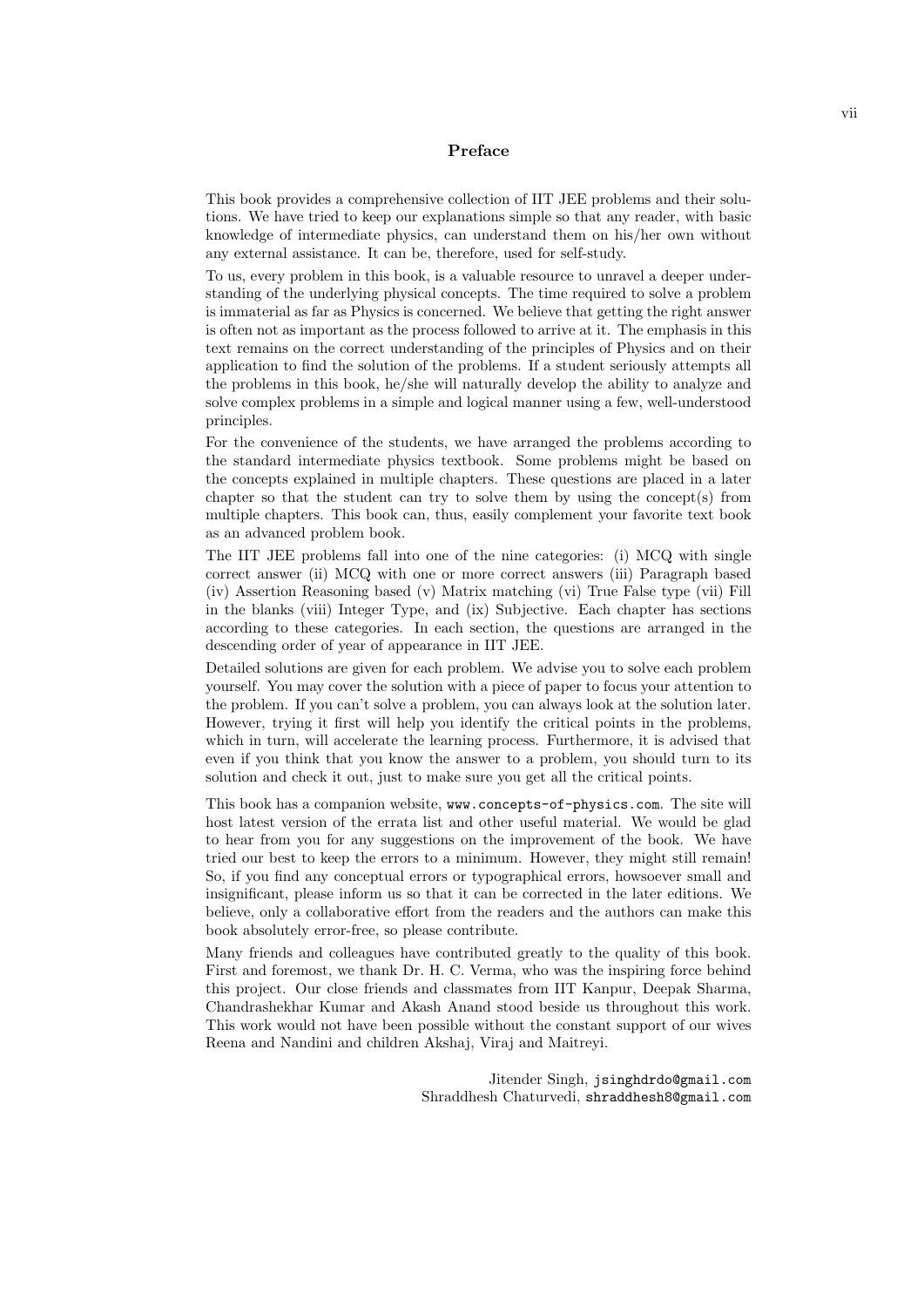## Preface

This book provides a comprehensive collection of IIT JEE problems and their solutions. We have tried to keep our explanations simple so that any reader, with basic knowledge of intermediate physics, can understand them on his/her own without any external assistance. It can be, therefore, used for self-study.

To us, every problem in this book, is a valuable resource to unravel a deeper understanding of the underlying physical concepts. The time required to solve a problem is immaterial as far as Physics is concerned. We believe that getting the right answer is often not as important as the process followed to arrive at it. The emphasis in this text remains on the correct understanding of the principles of Physics and on their application to find the solution of the problems. If a student seriously attempts all the problems in this book, he/she will naturally develop the ability to analyze and solve complex problems in a simple and logical manner using a few, well-understood principles.

For the convenience of the students, we have arranged the problems according to the standard intermediate physics textbook. Some problems might be based on the concepts explained in multiple chapters. These questions are placed in a later chapter so that the student can try to solve them by using the concept(s) from multiple chapters. This book can, thus, easily complement your favorite text book as an advanced problem book.

The IIT JEE problems fall into one of the nine categories: (i) MCQ with single correct answer (ii) MCQ with one or more correct answers (iii) Paragraph based (iv) Assertion Reasoning based (v) Matrix matching (vi) True False type (vii) Fill in the blanks (viii) Integer Type, and (ix) Subjective. Each chapter has sections according to these categories. In each section, the questions are arranged in the descending order of year of appearance in IIT JEE.

Detailed solutions are given for each problem. We advise you to solve each problem yourself. You may cover the solution with a piece of paper to focus your attention to the problem. If you can't solve a problem, you can always look at the solution later. However, trying it first will help you identify the critical points in the problems, which in turn, will accelerate the learning process. Furthermore, it is advised that even if you think that you know the answer to a problem, you should turn to its solution and check it out, just to make sure you get all the critical points.

This book has a companion website, `www.concepts-of-physics.com`. The site will host latest version of the errata list and other useful material. We would be glad to hear from you for any suggestions on the improvement of the book. We have tried our best to keep the errors to a minimum. However, they might still remain! So, if you find any conceptual errors or typographical errors, howsoever small and insignificant, please inform us so that it can be corrected in the later editions. We believe, only a collaborative effort from the readers and the authors can make this book absolutely error-free, so please contribute.

Many friends and colleagues have contributed greatly to the quality of this book. First and foremost, we thank Dr. H. C. Verma, who was the inspiring force behind this project. Our close friends and classmates from IIT Kanpur, Deepak Sharma, Chandrashekhar Kumar and Akash Anand stood beside us throughout this work. This work would not have been possible without the constant support of our wives Reena and Nandini and children Akshaj, Viraj and Maitreyi.

Jitender Singh, `jsinghdrdo@gmail.com`
Shraddhesh Chaturvedi, `shraddhesh8@gmail.com`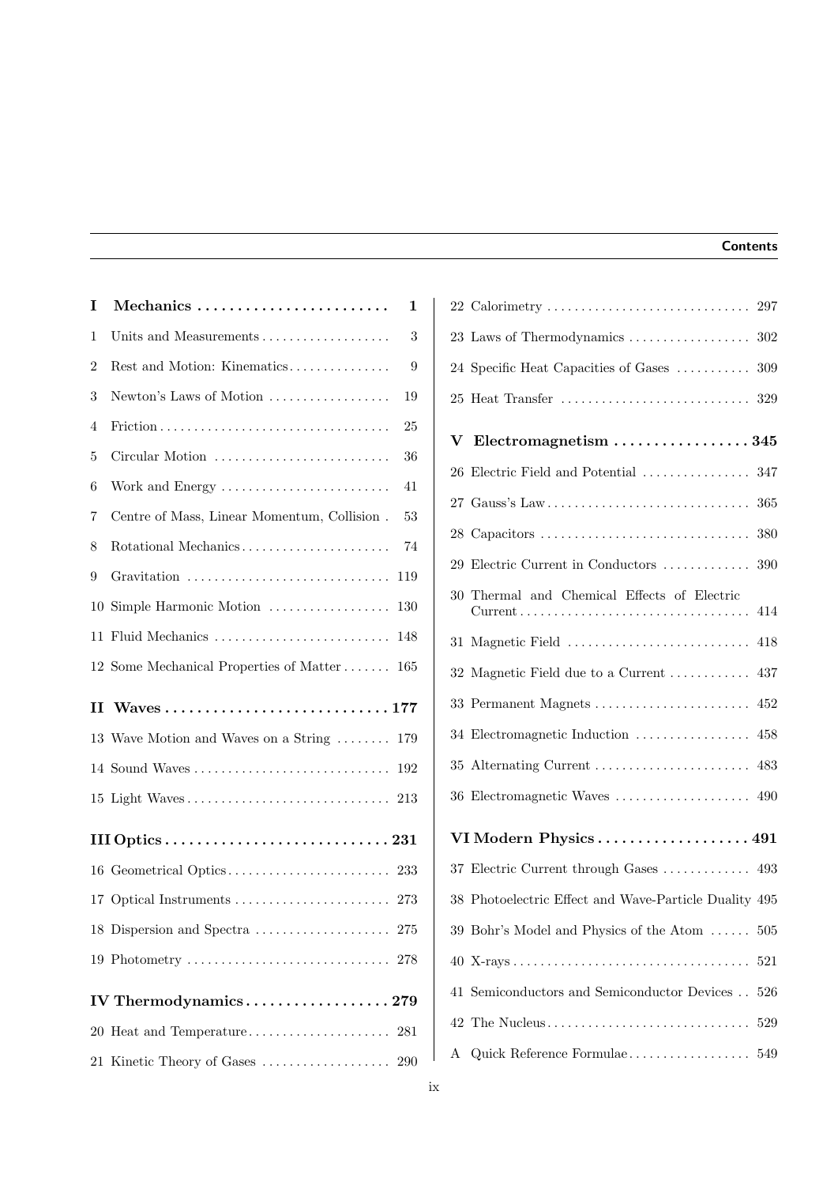## Contents

**I Mechanics** ........................ **1**

1 Units and Measurements ........ 3

2 Rest and Motion: Kinematics ........ 9

3 Newton's Laws of Motion ........ 19

4 Friction ........ 25

5 Circular Motion ........ 36

6 Work and Energy ........ 41

7 Centre of Mass, Linear Momentum, Collision . 53

8 Rotational Mechanics ........ 74

9 Gravitation ........ 119

10 Simple Harmonic Motion ........ 130

11 Fluid Mechanics ........ 148

12 Some Mechanical Properties of Matter ........ 165

**II Waves** ........................ **177**

13 Wave Motion and Waves on a String ........ 179

14 Sound Waves ........ 192

15 Light Waves ........ 213

**III Optics** ........................ **231**

16 Geometrical Optics ........ 233

17 Optical Instruments ........ 273

18 Dispersion and Spectra ........ 275

19 Photometry ........ 278

**IV Thermodynamics** ........................ **279**

20 Heat and Temperature ........ 281

21 Kinetic Theory of Gases ........ 290

22 Calorimetry ........ 297

23 Laws of Thermodynamics ........ 302

24 Specific Heat Capacities of Gases ........ 309

25 Heat Transfer ........ 329

**V Electromagnetism** ........................ **345**

26 Electric Field and Potential ........ 347

27 Gauss's Law ........ 365

28 Capacitors ........ 380

29 Electric Current in Conductors ........ 390

30 Thermal and Chemical Effects of Electric Current ........ 414

31 Magnetic Field ........ 418

32 Magnetic Field due to a Current ........ 437

33 Permanent Magnets ........ 452

34 Electromagnetic Induction ........ 458

35 Alternating Current ........ 483

36 Electromagnetic Waves ........ 490

**VI Modern Physics** ........................ **491**

37 Electric Current through Gases ........ 493

38 Photoelectric Effect and Wave-Particle Duality 495

39 Bohr's Model and Physics of the Atom ........ 505

40 X-rays ........ 521

41 Semiconductors and Semiconductor Devices .. 526

42 The Nucleus ........ 529

A Quick Reference Formulae ........ 549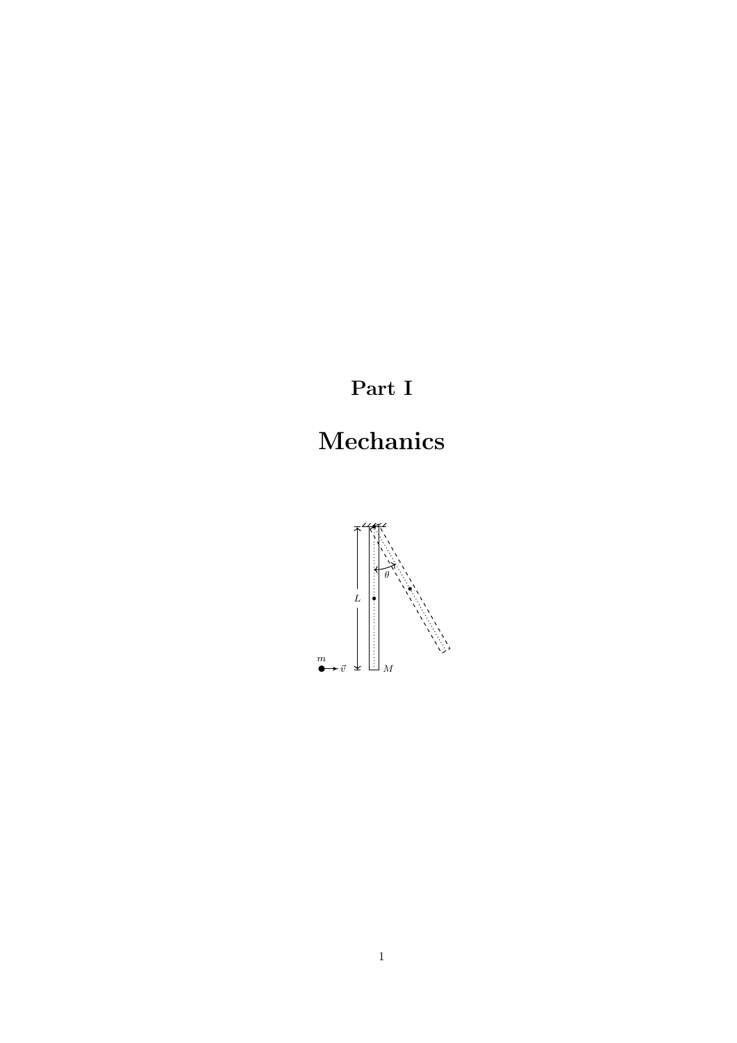# Part I

# Mechanics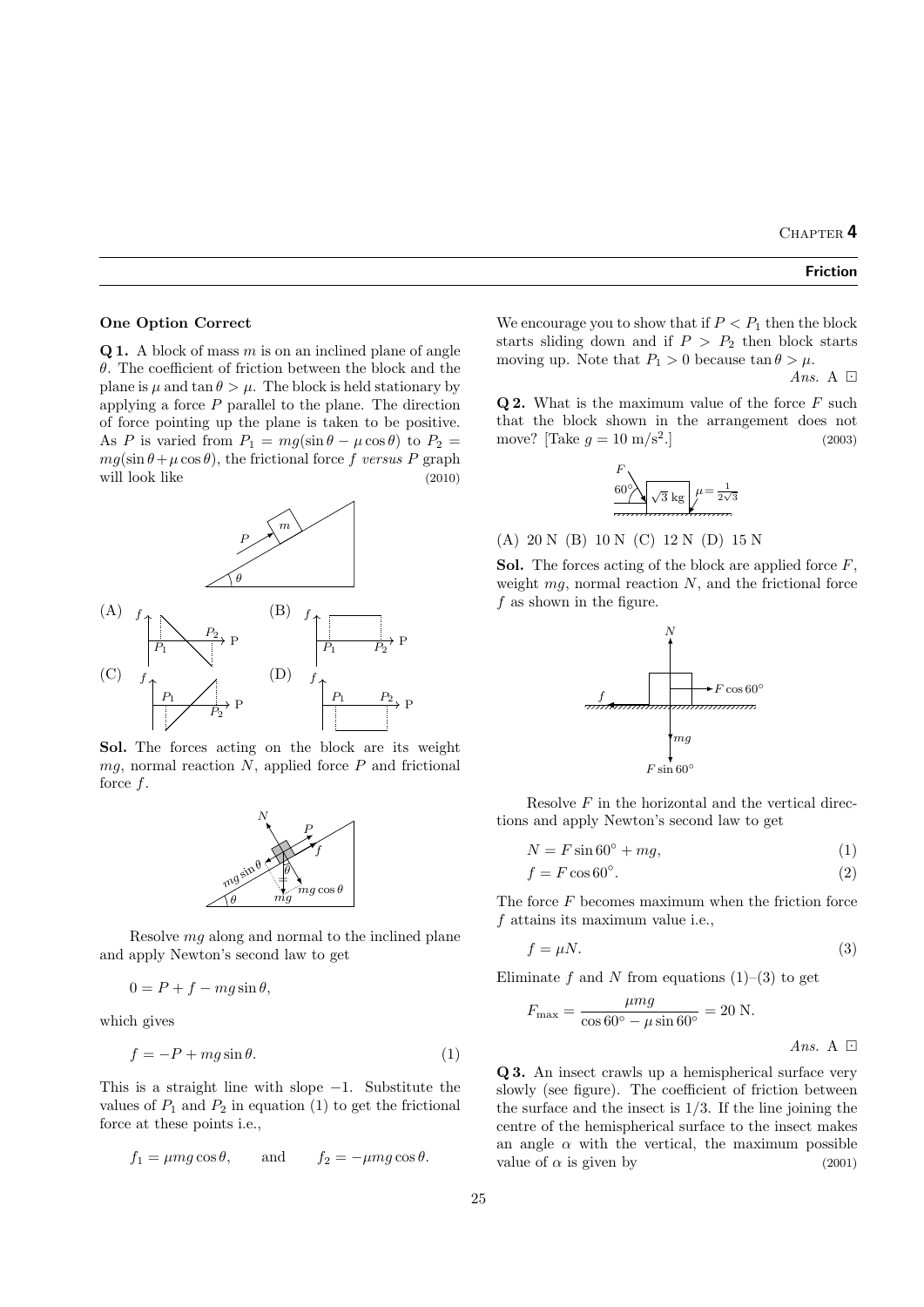# Friction

### One Option Correct

**Q 1.** A block of mass $m$ is on an inclined plane of angle $\theta$. The coefficient of friction between the block and the plane is $\mu$ and $\tan\theta > \mu$. The block is held stationary by applying a force $P$ parallel to the plane. The direction of force pointing up the plane is taken to be positive. As $P$ is varied from $P_1 = mg(\sin\theta - \mu\cos\theta)$ to $P_2 = mg(\sin\theta + \mu\cos\theta)$, the frictional force $f$ *versus* $P$ graph will look like (2010)

(A) (B) (C) (D)

**Sol.** The forces acting on the block are its weight $mg$, normal reaction $N$, applied force $P$ and frictional force $f$.

Resolve $mg$ along and normal to the inclined plane and apply Newton's second law to get

$$0 = P + f - mg\sin\theta,$$

which gives

$$f = -P + mg\sin\theta. \tag{1}$$

This is a straight line with slope $-1$. Substitute the values of $P_1$ and $P_2$ in equation (1) to get the frictional force at these points i.e.,

$$f_1 = \mu mg\cos\theta, \qquad \text{and} \qquad f_2 = -\mu mg\cos\theta.$$

We encourage you to show that if $P < P_1$ then the block starts sliding down and if $P > P_2$ then block starts moving up. Note that $P_1 > 0$ because $\tan\theta > \mu$.

*Ans.* A

**Q 2.** What is the maximum value of the force $F$ such that the block shown in the arrangement does not move? [Take $g = 10\ \text{m/s}^2$.] (2003)

(A) 20 N (B) 10 N (C) 12 N (D) 15 N

**Sol.** The forces acting of the block are applied force $F$, weight $mg$, normal reaction $N$, and the frictional force $f$ as shown in the figure.

Resolve $F$ in the horizontal and the vertical directions and apply Newton's second law to get

$$N = F\sin 60^\circ + mg, \tag{1}$$

$$f = F\cos 60^\circ. \tag{2}$$

The force $F$ becomes maximum when the friction force $f$ attains its maximum value i.e.,

$$f = \mu N. \tag{3}$$

Eliminate $f$ and $N$ from equations (1)–(3) to get

$$F_{\max} = \frac{\mu mg}{\cos 60^\circ - \mu\sin 60^\circ} = 20\ \text{N}.$$

*Ans.* A

**Q 3.** An insect crawls up a hemispherical surface very slowly (see figure). The coefficient of friction between the surface and the insect is $1/3$. If the line joining the centre of the hemispherical surface to the insect makes an angle $\alpha$ with the vertical, the maximum possible value of $\alpha$ is given by (2001)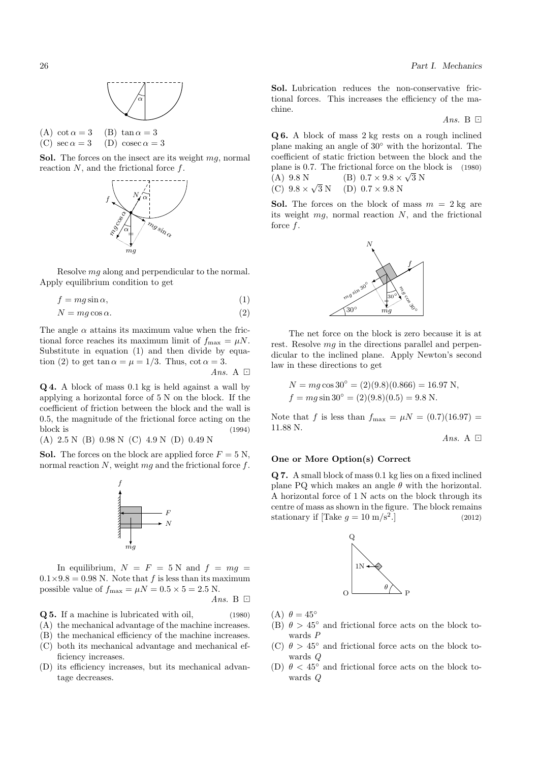(A) $\cot\alpha = 3$ (B) $\tan\alpha = 3$
(C) $\sec\alpha = 3$ (D) $\operatorname{cosec}\alpha = 3$

**Sol.** The forces on the insect are its weight $mg$, normal reaction $N$, and the frictional force $f$.

Resolve $mg$ along and perpendicular to the normal. Apply equilibrium condition to get

$$f = mg\sin\alpha, \tag{1}$$

$$N = mg\cos\alpha. \tag{2}$$

The angle $\alpha$ attains its maximum value when the frictional force reaches its maximum limit of $f_{\max} = \mu N$. Substitute in equation (1) and then divide by equation (2) to get $\tan\alpha = \mu = 1/3$. Thus, $\cot\alpha = 3$.

*Ans.* A

**Q 4.** A block of mass 0.1 kg is held against a wall by applying a horizontal force of 5 N on the block. If the coefficient of friction between the block and the wall is 0.5, the magnitude of the frictional force acting on the block is (1994)

(A) 2.5 N (B) 0.98 N (C) 4.9 N (D) 0.49 N

**Sol.** The forces on the block are applied force $F = 5$ N, normal reaction $N$, weight $mg$ and the frictional force $f$.

In equilibrium, $N = F = 5$ N and $f = mg = 0.1\times 9.8 = 0.98$ N. Note that $f$ is less than its maximum possible value of $f_{\max} = \mu N = 0.5\times 5 = 2.5$ N.

*Ans.* B

**Q 5.** If a machine is lubricated with oil, (1980)

(A) the mechanical advantage of the machine increases.
(B) the mechanical efficiency of the machine increases.
(C) both its mechanical advantage and mechanical efficiency increases.
(D) its efficiency increases, but its mechanical advantage decreases.

**Sol.** Lubrication reduces the non-conservative frictional forces. This increases the efficiency of the machine.

*Ans.* B

**Q 6.** A block of mass 2 kg rests on a rough inclined plane making an angle of $30^\circ$ with the horizontal. The coefficient of static friction between the block and the plane is 0.7. The frictional force on the block is (1980)

(A) 9.8 N (B) $0.7\times 9.8\times\sqrt{3}$ N
(C) $9.8\times\sqrt{3}$ N (D) $0.7\times 9.8$ N

**Sol.** The forces on the block of mass $m = 2$ kg are its weight $mg$, normal reaction $N$, and the frictional force $f$.

The net force on the block is zero because it is at rest. Resolve $mg$ in the directions parallel and perpendicular to the inclined plane. Apply Newton's second law in these directions to get

$$N = mg\cos 30^\circ = (2)(9.8)(0.866) = 16.97 \text{ N},$$

$$f = mg\sin 30^\circ = (2)(9.8)(0.5) = 9.8 \text{ N}.$$

Note that $f$ is less than $f_{\max} = \mu N = (0.7)(16.97) = 11.88$ N.

*Ans.* A

### One or More Option(s) Correct

**Q 7.** A small block of mass 0.1 kg lies on a fixed inclined plane PQ which makes an angle $\theta$ with the horizontal. A horizontal force of 1 N acts on the block through its centre of mass as shown in the figure. The block remains stationary if [Take $g = 10$ m/s$^2$.] (2012)

(A) $\theta = 45^\circ$
(B) $\theta > 45^\circ$ and frictional force acts on the block towards $P$
(C) $\theta > 45^\circ$ and frictional force acts on the block towards $Q$
(D) $\theta < 45^\circ$ and frictional force acts on the block towards $Q$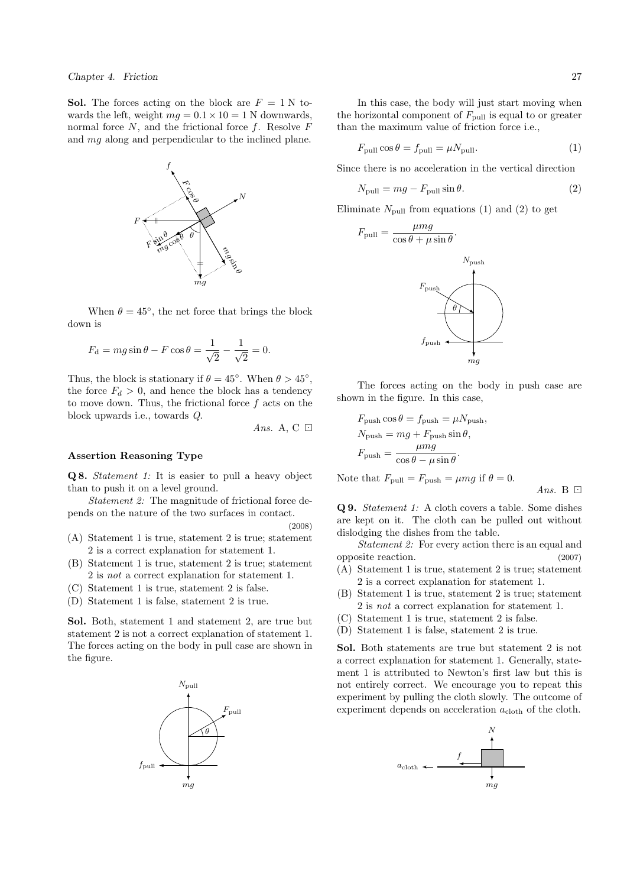**Sol.** The forces acting on the block are $F = 1$ N towards the left, weight $mg = 0.1 \times 10 = 1$ N downwards, normal force $N$, and the frictional force $f$. Resolve $F$ and $mg$ along and perpendicular to the inclined plane.

When $\theta = 45°$, the net force that brings the block down is

$$F_{\rm d} = mg \sin\theta - F\cos\theta = \frac{1}{\sqrt{2}} - \frac{1}{\sqrt{2}} = 0.$$

Thus, the block is stationary if $\theta = 45°$. When $\theta > 45°$, the force $F_d > 0$, and hence the block has a tendency to move down. Thus, the frictional force $f$ acts on the block upwards i.e., towards $Q$.

*Ans.* A, C

### Assertion Reasoning Type

**Q 8.** *Statement 1:* It is easier to pull a heavy object than to push it on a level ground.

*Statement 2:* The magnitude of frictional force depends on the nature of the two surfaces in contact. (2008)

(A) Statement 1 is true, statement 2 is true; statement 2 is a correct explanation for statement 1.
(B) Statement 1 is true, statement 2 is true; statement 2 is *not* a correct explanation for statement 1.
(C) Statement 1 is true, statement 2 is false.
(D) Statement 1 is false, statement 2 is true.

**Sol.** Both, statement 1 and statement 2, are true but statement 2 is not a correct explanation of statement 1. The forces acting on the body in pull case are shown in the figure.

In this case, the body will just start moving when the horizontal component of $F_{\rm pull}$ is equal to or greater than the maximum value of friction force i.e.,

$$F_{\rm pull}\cos\theta = f_{\rm pull} = \mu N_{\rm pull}. \quad (1)$$

Since there is no acceleration in the vertical direction

$$N_{\rm pull} = mg - F_{\rm pull}\sin\theta. \quad (2)$$

Eliminate $N_{\rm pull}$ from equations (1) and (2) to get

$$F_{\rm pull} = \frac{\mu mg}{\cos\theta + \mu\sin\theta}.$$

The forces acting on the body in push case are shown in the figure. In this case,

$$F_{\rm push}\cos\theta = f_{\rm push} = \mu N_{\rm push},$$
$$N_{\rm push} = mg + F_{\rm push}\sin\theta,$$
$$F_{\rm push} = \frac{\mu mg}{\cos\theta - \mu\sin\theta}.$$

Note that $F_{\rm pull} = F_{\rm push} = \mu mg$ if $\theta = 0$.

*Ans.* B

**Q 9.** *Statement 1:* A cloth covers a table. Some dishes are kept on it. The cloth can be pulled out without dislodging the dishes from the table.

*Statement 2:* For every action there is an equal and opposite reaction. (2007)

(A) Statement 1 is true, statement 2 is true; statement 2 is a correct explanation for statement 1.
(B) Statement 1 is true, statement 2 is true; statement 2 is *not* a correct explanation for statement 1.
(C) Statement 1 is true, statement 2 is false.
(D) Statement 1 is false, statement 2 is true.

**Sol.** Both statements are true but statement 2 is not a correct explanation for statement 1. Generally, statement 1 is attributed to Newton's first law but this is not entirely correct. We encourage you to repeat this experiment by pulling the cloth slowly. The outcome of experiment depends on acceleration $a_{\rm cloth}$ of the cloth.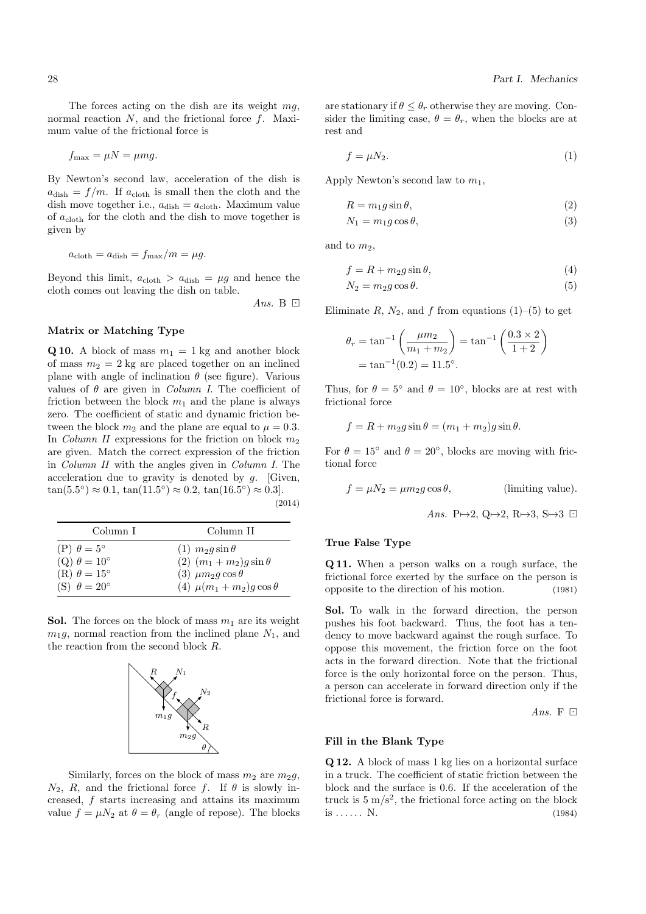The forces acting on the dish are its weight $mg$, normal reaction $N$, and the frictional force $f$. Maximum value of the frictional force is

$$f_{\max} = \mu N = \mu mg.$$

By Newton's second law, acceleration of the dish is $a_{\text{dish}} = f/m$. If $a_{\text{cloth}}$ is small then the cloth and the dish move together i.e., $a_{\text{dish}} = a_{\text{cloth}}$. Maximum value of $a_{\text{cloth}}$ for the cloth and the dish to move together is given by

$$a_{\text{cloth}} = a_{\text{dish}} = f_{\max}/m = \mu g.$$

Beyond this limit, $a_{\text{cloth}} > a_{\text{dish}} = \mu g$ and hence the cloth comes out leaving the dish on table.

*Ans.* B ⊡

### Matrix or Matching Type

**Q 10.** A block of mass $m_1 = 1$ kg and another block of mass $m_2 = 2$ kg are placed together on an inclined plane with angle of inclination $\theta$ (see figure). Various values of $\theta$ are given in *Column I*. The coefficient of friction between the block $m_1$ and the plane is always zero. The coefficient of static and dynamic friction between the block $m_2$ and the plane are equal to $\mu = 0.3$. In *Column II* expressions for the friction on block $m_2$ are given. Match the correct expression of the friction in *Column II* with the angles given in *Column I*. The acceleration due to gravity is denoted by $g$. [Given, $\tan(5.5^\circ) \approx 0.1$, $\tan(11.5^\circ) \approx 0.2$, $\tan(16.5^\circ) \approx 0.3$]. (2014)

| Column I | Column II |
|---|---|
| (P) $\theta = 5^\circ$ | (1) $m_2 g \sin\theta$ |
| (Q) $\theta = 10^\circ$ | (2) $(m_1 + m_2) g \sin\theta$ |
| (R) $\theta = 15^\circ$ | (3) $\mu m_2 g \cos\theta$ |
| (S) $\theta = 20^\circ$ | (4) $\mu(m_1 + m_2) g \cos\theta$ |

**Sol.** The forces on the block of mass $m_1$ are its weight $m_1 g$, normal reaction from the inclined plane $N_1$, and the reaction from the second block $R$.

R  $N_1$  f  $N_2$  $m_1g$  R  $m_2g$  $\theta$

Similarly, forces on the block of mass $m_2$ are $m_2 g$, $N_2$, $R$, and the frictional force $f$. If $\theta$ is slowly increased, $f$ starts increasing and attains its maximum value $f = \mu N_2$ at $\theta = \theta_r$ (angle of repose). The blocks are stationary if $\theta \leq \theta_r$ otherwise they are moving. Consider the limiting case, $\theta = \theta_r$, when the blocks are at rest and

$$f = \mu N_2. \tag{1}$$

Apply Newton's second law to $m_1$,

$$R = m_1 g \sin\theta, \tag{2}$$
$$N_1 = m_1 g \cos\theta, \tag{3}$$

and to $m_2$,

$$f = R + m_2 g \sin\theta, \tag{4}$$
$$N_2 = m_2 g \cos\theta. \tag{5}$$

Eliminate $R$, $N_2$, and $f$ from equations (1)–(5) to get

$$\theta_r = \tan^{-1}\left(\frac{\mu m_2}{m_1 + m_2}\right) = \tan^{-1}\left(\frac{0.3 \times 2}{1 + 2}\right) = \tan^{-1}(0.2) = 11.5^\circ.$$

Thus, for $\theta = 5^\circ$ and $\theta = 10^\circ$, blocks are at rest with frictional force

$$f = R + m_2 g \sin\theta = (m_1 + m_2) g \sin\theta.$$

For $\theta = 15^\circ$ and $\theta = 20^\circ$, blocks are moving with frictional force

$$f = \mu N_2 = \mu m_2 g \cos\theta, \qquad \text{(limiting value)}.$$

*Ans.* P↦2, Q↦2, R↦3, S↦3 ⊡

### True False Type

**Q 11.** When a person walks on a rough surface, the frictional force exerted by the surface on the person is opposite to the direction of his motion. (1981)

**Sol.** To walk in the forward direction, the person pushes his foot backward. Thus, the foot has a tendency to move backward against the rough surface. To oppose this movement, the friction force on the foot acts in the forward direction. Note that the frictional force is the only horizontal force on the person. Thus, a person can accelerate in forward direction only if the frictional force is forward.

*Ans.* F ⊡

### Fill in the Blank Type

**Q 12.** A block of mass 1 kg lies on a horizontal surface in a truck. The coefficient of static friction between the block and the surface is 0.6. If the acceleration of the truck is 5 m/s$^2$, the frictional force acting on the block is ...... N. (1984)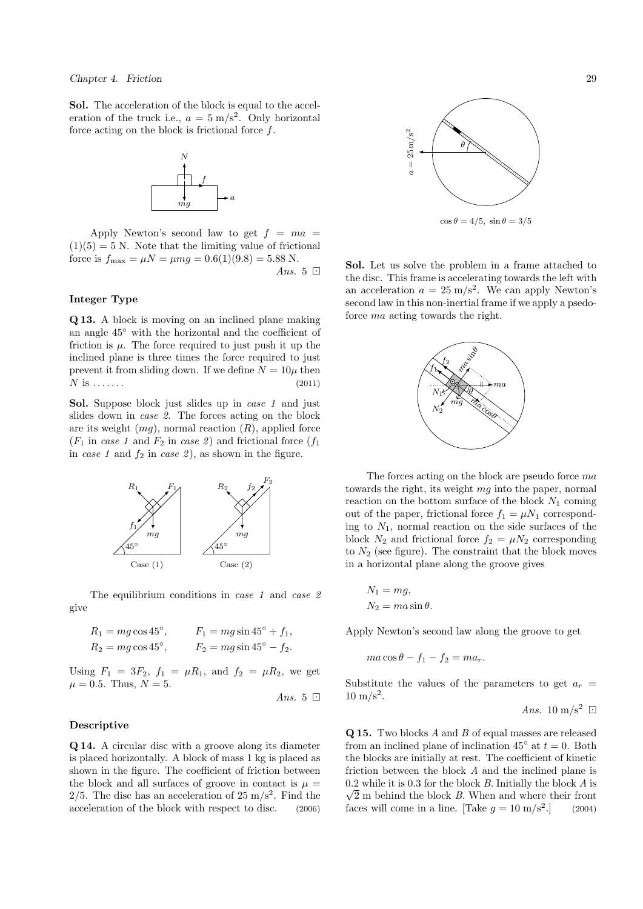**Sol.** The acceleration of the block is equal to the acceleration of the truck i.e., $a = 5\ \mathrm{m/s^2}$. Only horizontal force acting on the block is frictional force $f$.

Apply Newton's second law to get $f = ma = (1)(5) = 5$ N. Note that the limiting value of frictional force is $f_{\max} = \mu N = \mu mg = 0.6(1)(9.8) = 5.88$ N.

*Ans.* 5

### Integer Type

**Q 13.** A block is moving on an inclined plane making an angle 45° with the horizontal and the coefficient of friction is $\mu$. The force required to just push it up the inclined plane is three times the force required to just prevent it from sliding down. If we define $N = 10\mu$ then $N$ is ....... (2011)

**Sol.** Suppose block just slides up in *case 1* and just slides down in *case 2*. The forces acting on the block are its weight ($mg$), normal reaction ($R$), applied force ($F_1$ in *case 1* and $F_2$ in *case 2*) and frictional force ($f_1$ in *case 1* and $f_2$ in *case 2*), as shown in the figure.

Case (1) Case (2)

The equilibrium conditions in *case 1* and *case 2* give

$$R_1 = mg\cos 45^\circ, \qquad F_1 = mg\sin 45^\circ + f_1,$$
$$R_2 = mg\cos 45^\circ, \qquad F_2 = mg\sin 45^\circ - f_2.$$

Using $F_1 = 3F_2$, $f_1 = \mu R_1$, and $f_2 = \mu R_2$, we get $\mu = 0.5$. Thus, $N = 5$.

*Ans.* 5

### Descriptive

**Q 14.** A circular disc with a groove along its diameter is placed horizontally. A block of mass 1 kg is placed as shown in the figure. The coefficient of friction between the block and all surfaces of groove in contact is $\mu = 2/5$. The disc has an acceleration of $25\ \mathrm{m/s^2}$. Find the acceleration of the block with respect to disc. (2006)

$a = 25\,\mathrm{m/s^2}$

$\cos\theta = 4/5,\ \sin\theta = 3/5$

**Sol.** Let us solve the problem in a frame attached to the disc. This frame is accelerating towards the left with an acceleration $a = 25\ \mathrm{m/s^2}$. We can apply Newton's second law in this non-inertial frame if we apply a psedo-force $ma$ acting towards the right.

The forces acting on the block are pseudo force $ma$ towards the right, its weight $mg$ into the paper, normal reaction on the bottom surface of the block $N_1$ coming out of the paper, frictional force $f_1 = \mu N_1$ corresponding to $N_1$, normal reaction on the side surfaces of the block $N_2$ and frictional force $f_2 = \mu N_2$ corresponding to $N_2$ (see figure). The constraint that the block moves in a horizontal plane along the groove gives

$$N_1 = mg,$$
$$N_2 = ma\sin\theta.$$

Apply Newton's second law along the groove to get

$$ma\cos\theta - f_1 - f_2 = ma_r.$$

Substitute the values of the parameters to get $a_r = 10\ \mathrm{m/s^2}$.

*Ans.* $10\ \mathrm{m/s^2}$

**Q 15.** Two blocks $A$ and $B$ of equal masses are released from an inclined plane of inclination 45° at $t = 0$. Both the blocks are initially at rest. The coefficient of kinetic friction between the block $A$ and the inclined plane is 0.2 while it is 0.3 for the block $B$. Initially the block $A$ is $\sqrt{2}$ m behind the block $B$. When and where their front faces will come in a line. [Take $g = 10\ \mathrm{m/s^2}$.] (2004)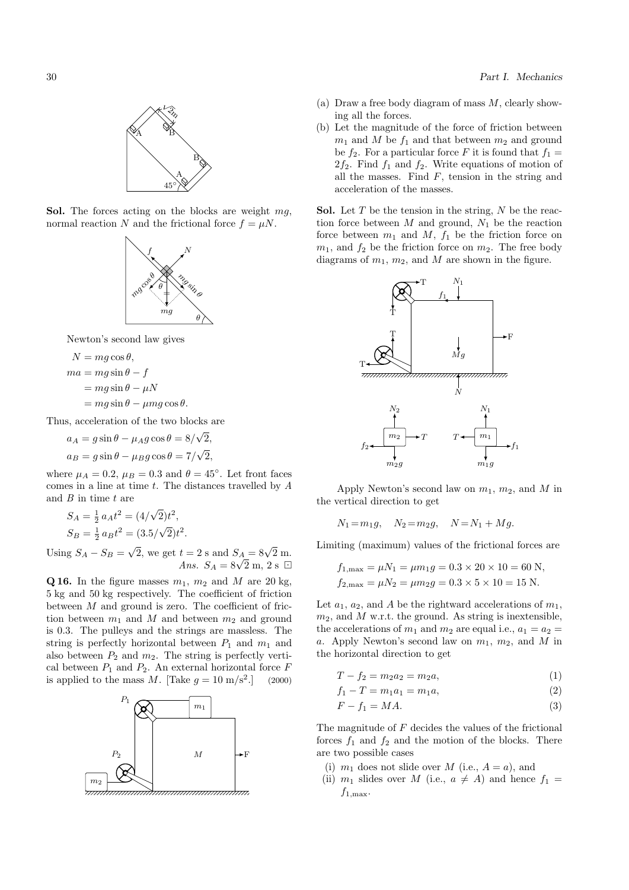**Sol.** The forces acting on the blocks are weight $mg$, normal reaction $N$ and the frictional force $f = \mu N$.

Newton's second law gives

$$
\begin{aligned}
N &= mg\cos\theta, \\
ma &= mg\sin\theta - f \\
&= mg\sin\theta - \mu N \\
&= mg\sin\theta - \mu mg\cos\theta.
\end{aligned}
$$

Thus, acceleration of the two blocks are

$$
\begin{aligned}
a_A &= g\sin\theta - \mu_A g\cos\theta = 8/\sqrt{2}, \\
a_B &= g\sin\theta - \mu_B g\cos\theta = 7/\sqrt{2},
\end{aligned}
$$

where $\mu_A = 0.2$, $\mu_B = 0.3$ and $\theta = 45^\circ$. Let front faces comes in a line at time $t$. The distances travelled by $A$ and $B$ in time $t$ are

$$
\begin{aligned}
S_A &= \tfrac{1}{2}\, a_A t^2 = (4/\sqrt{2})t^2, \\
S_B &= \tfrac{1}{2}\, a_B t^2 = (3.5/\sqrt{2})t^2.
\end{aligned}
$$

Using $S_A - S_B = \sqrt{2}$, we get $t = 2$ s and $S_A = 8\sqrt{2}$ m.

*Ans.* $S_A = 8\sqrt{2}$ m, 2 s ☐

**Q 16.** In the figure masses $m_1$, $m_2$ and $M$ are 20 kg, 5 kg and 50 kg respectively. The coefficient of friction between $M$ and ground is zero. The coefficient of friction between $m_1$ and $M$ and between $m_2$ and ground is 0.3. The pulleys and the strings are massless. The string is perfectly horizontal between $P_1$ and $m_1$ and also between $P_2$ and $m_2$. The string is perfectly vertical between $P_1$ and $P_2$. An external horizontal force $F$ is applied to the mass $M$. [Take $g = 10\ \mathrm{m/s^2}$.] (2000)

(a) Draw a free body diagram of mass $M$, clearly showing all the forces.

(b) Let the magnitude of the force of friction between $m_1$ and $M$ be $f_1$ and that between $m_2$ and ground be $f_2$. For a particular force $F$ it is found that $f_1 = 2f_2$. Find $f_1$ and $f_2$. Write equations of motion of all the masses. Find $F$, tension in the string and acceleration of the masses.

**Sol.** Let $T$ be the tension in the string, $N$ be the reaction force between $M$ and ground, $N_1$ be the reaction force between $m_1$ and $M$, $f_1$ be the friction force on $m_1$, and $f_2$ be the friction force on $m_2$. The free body diagrams of $m_1$, $m_2$, and $M$ are shown in the figure.

Apply Newton's second law on $m_1$, $m_2$, and $M$ in the vertical direction to get

$$N_1 = m_1 g, \quad N_2 = m_2 g, \quad N = N_1 + Mg.$$

Limiting (maximum) values of the frictional forces are

$$
\begin{aligned}
f_{1,\max} &= \mu N_1 = \mu m_1 g = 0.3 \times 20 \times 10 = 60\ \mathrm{N}, \\
f_{2,\max} &= \mu N_2 = \mu m_2 g = 0.3 \times 5 \times 10 = 15\ \mathrm{N}.
\end{aligned}
$$

Let $a_1$, $a_2$, and $A$ be the rightward accelerations of $m_1$, $m_2$, and $M$ w.r.t. the ground. As string is inextensible, the accelerations of $m_1$ and $m_2$ are equal i.e., $a_1 = a_2 = a$. Apply Newton's second law on $m_1$, $m_2$, and $M$ in the horizontal direction to get

$$
\begin{aligned}
T - f_2 &= m_2 a_2 = m_2 a, && (1) \\
f_1 - T &= m_1 a_1 = m_1 a, && (2) \\
F - f_1 &= MA. && (3)
\end{aligned}
$$

The magnitude of $F$ decides the values of the frictional forces $f_1$ and $f_2$ and the motion of the blocks. There are two possible cases

(i) $m_1$ does not slide over $M$ (i.e., $A = a$), and

(ii) $m_1$ slides over $M$ (i.e., $a \neq A$) and hence $f_1 = f_{1,\max}$.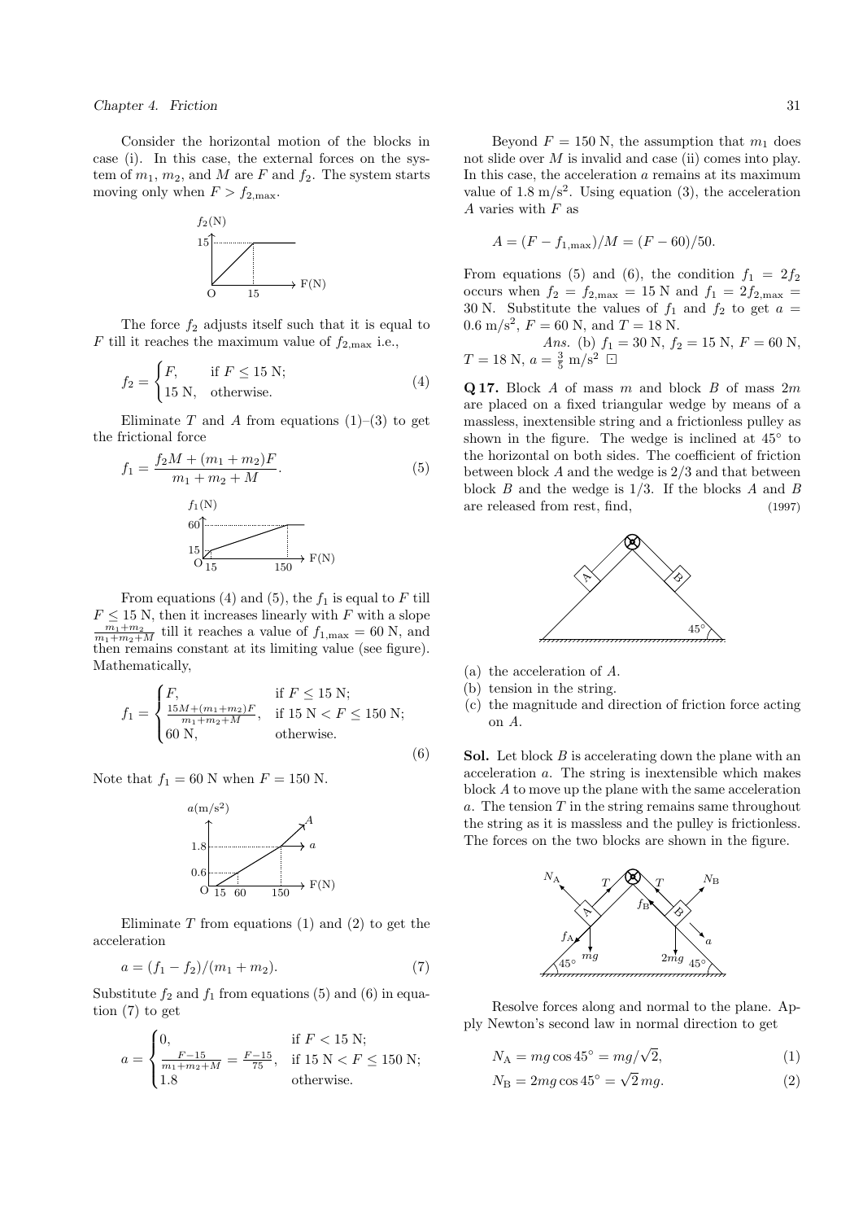Consider the horizontal motion of the blocks in case (i). In this case, the external forces on the system of $m_1$, $m_2$, and $M$ are $F$ and $f_2$. The system starts moving only when $F > f_{2,\max}$.

$f_2$(N)
15
O 15 F(N)

The force $f_2$ adjusts itself such that it is equal to $F$ till it reaches the maximum value of $f_{2,\max}$ i.e.,

$$f_2 = \begin{cases} F, & \text{if } F \leq 15 \text{ N;} \\ 15 \text{ N}, & \text{otherwise.} \end{cases} \tag{4}$$

Eliminate $T$ and $A$ from equations (1)–(3) to get the frictional force

$$f_1 = \frac{f_2 M + (m_1 + m_2)F}{m_1 + m_2 + M}. \tag{5}$$

$f_1$(N)
60
15
O 15 150 F(N)

From equations (4) and (5), the $f_1$ is equal to $F$ till $F \leq 15$ N, then it increases linearly with $F$ with a slope $\frac{m_1+m_2}{m_1+m_2+M}$ till it reaches a value of $f_{1,\max} = 60$ N, and then remains constant at its limiting value (see figure). Mathematically,

$$f_1 = \begin{cases} F, & \text{if } F \leq 15 \text{ N;} \\ \frac{15M + (m_1+m_2)F}{m_1+m_2+M}, & \text{if } 15 \text{ N} < F \leq 150 \text{ N;} \\ 60 \text{ N}, & \text{otherwise.} \end{cases} \tag{6}$$

Note that $f_1 = 60$ N when $F = 150$ N.

$a$(m/s$^2$)
A
1.8
a
0.6
O 15 60 150 F(N)

Eliminate $T$ from equations (1) and (2) to get the acceleration

$$a = (f_1 - f_2)/(m_1 + m_2). \tag{7}$$

Substitute $f_2$ and $f_1$ from equations (5) and (6) in equation (7) to get

$$a = \begin{cases} 0, & \text{if } F < 15 \text{ N;} \\ \frac{F-15}{m_1+m_2+M} = \frac{F-15}{75}, & \text{if } 15 \text{ N} < F \leq 150 \text{ N;} \\ 1.8 & \text{otherwise.} \end{cases}$$

Beyond $F = 150$ N, the assumption that $m_1$ does not slide over $M$ is invalid and case (ii) comes into play. In this case, the acceleration $a$ remains at its maximum value of 1.8 m/s$^2$. Using equation (3), the acceleration $A$ varies with $F$ as

$$A = (F - f_{1,\max})/M = (F - 60)/50.$$

From equations (5) and (6), the condition $f_1 = 2f_2$ occurs when $f_2 = f_{2,\max} = 15$ N and $f_1 = 2f_{2,\max} = 30$ N. Substitute the values of $f_1$ and $f_2$ to get $a = 0.6$ m/s$^2$, $F = 60$ N, and $T = 18$ N.

*Ans.* (b) $f_1 = 30$ N, $f_2 = 15$ N, $F = 60$ N, $T = 18$ N, $a = \frac{3}{5}$ m/s$^2$ ⊡

**Q 17.** Block $A$ of mass $m$ and block $B$ of mass $2m$ are placed on a fixed triangular wedge by means of a massless, inextensible string and a frictionless pulley as shown in the figure. The wedge is inclined at 45° to the horizontal on both sides. The coefficient of friction between block $A$ and the wedge is 2/3 and that between block $B$ and the wedge is 1/3. If the blocks $A$ and $B$ are released from rest, find, (1997)

A B 45°

(a) the acceleration of $A$.
(b) tension in the string.
(c) the magnitude and direction of friction force acting on $A$.

**Sol.** Let block $B$ is accelerating down the plane with an acceleration $a$. The string is inextensible which makes block $A$ to move up the plane with the same acceleration $a$. The tension $T$ in the string remains same throughout the string as it is massless and the pulley is frictionless. The forces on the two blocks are shown in the figure.

$N_A$ $T$ $T$ $N_B$ $f_B$ A B $f_A$ $mg$ $2mg$ $a$ 45° 45°

Resolve forces along and normal to the plane. Apply Newton's second law in normal direction to get

$$N_A = mg \cos 45° = mg/\sqrt{2}, \tag{1}$$

$$N_B = 2mg \cos 45° = \sqrt{2}\, mg. \tag{2}$$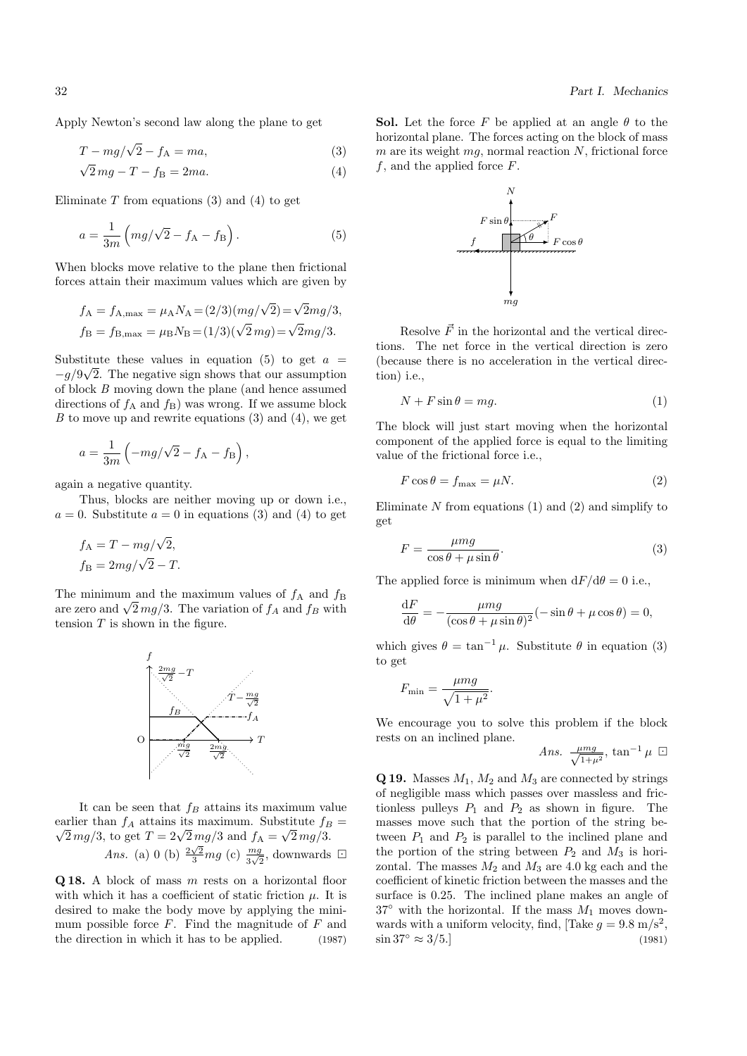Apply Newton's second law along the plane to get

$$T - mg/\sqrt{2} - f_A = ma, \tag{3}$$

$$\sqrt{2}\,mg - T - f_B = 2ma. \tag{4}$$

Eliminate $T$ from equations (3) and (4) to get

$$a = \frac{1}{3m}\left(mg/\sqrt{2} - f_A - f_B\right). \tag{5}$$

When blocks move relative to the plane then frictional forces attain their maximum values which are given by

$$f_A = f_{A,\max} = \mu_A N_A = (2/3)(mg/\sqrt{2}) = \sqrt{2}mg/3,$$

$$f_B = f_{B,\max} = \mu_B N_B = (1/3)(\sqrt{2}\,mg) = \sqrt{2}mg/3.$$

Substitute these values in equation (5) to get $a = -g/9\sqrt{2}$. The negative sign shows that our assumption of block $B$ moving down the plane (and hence assumed directions of $f_A$ and $f_B$) was wrong. If we assume block $B$ to move up and rewrite equations (3) and (4), we get

$$a = \frac{1}{3m}\left(-mg/\sqrt{2} - f_A - f_B\right),$$

again a negative quantity.

Thus, blocks are neither moving up or down i.e., $a = 0$. Substitute $a = 0$ in equations (3) and (4) to get

$$f_A = T - mg/\sqrt{2},$$

$$f_B = 2mg/\sqrt{2} - T.$$

The minimum and the maximum values of $f_A$ and $f_B$ are zero and $\sqrt{2}\,mg/3$. The variation of $f_A$ and $f_B$ with tension $T$ is shown in the figure.

f
$\frac{2mg}{\sqrt{2}} - T$
$T - \frac{mg}{\sqrt{2}}$
$f_B$
$f_A$
O
$\frac{mg}{\sqrt{2}}$
$\frac{2mg}{\sqrt{2}}$
T

It can be seen that $f_B$ attains its maximum value earlier than $f_A$ attains its maximum. Substitute $f_B = \sqrt{2}\,mg/3$, to get $T = 2\sqrt{2}\,mg/3$ and $f_A = \sqrt{2}\,mg/3$.

*Ans.* (a) 0 (b) $\frac{2\sqrt{2}}{3}mg$ (c) $\frac{mg}{3\sqrt{2}}$, downwards ⊡

**Q 18.** A block of mass $m$ rests on a horizontal floor with which it has a coefficient of static friction $\mu$. It is desired to make the body move by applying the minimum possible force $F$. Find the magnitude of $F$ and the direction in which it has to be applied. (1987)

**Sol.** Let the force $F$ be applied at an angle $\theta$ to the horizontal plane. The forces acting on the block of mass $m$ are its weight $mg$, normal reaction $N$, frictional force $f$, and the applied force $F$.

N
$F\sin\theta$
F
$\theta$
f
$F\cos\theta$
mg

Resolve $\vec{F}$ in the horizontal and the vertical directions. The net force in the vertical direction is zero (because there is no acceleration in the vertical direction) i.e.,

$$N + F\sin\theta = mg. \tag{1}$$

The block will just start moving when the horizontal component of the applied force is equal to the limiting value of the frictional force i.e.,

$$F\cos\theta = f_{\max} = \mu N. \tag{2}$$

Eliminate $N$ from equations (1) and (2) and simplify to get

$$F = \frac{\mu mg}{\cos\theta + \mu\sin\theta}. \tag{3}$$

The applied force is minimum when $\mathrm{d}F/\mathrm{d}\theta = 0$ i.e.,

$$\frac{\mathrm{d}F}{\mathrm{d}\theta} = -\frac{\mu mg}{(\cos\theta + \mu\sin\theta)^2}(-\sin\theta + \mu\cos\theta) = 0,$$

which gives $\theta = \tan^{-1}\mu$. Substitute $\theta$ in equation (3) to get

$$F_{\min} = \frac{\mu mg}{\sqrt{1+\mu^2}}.$$

We encourage you to solve this problem if the block rests on an inclined plane.

*Ans.* $\frac{\mu mg}{\sqrt{1+\mu^2}}$, $\tan^{-1}\mu$ ⊡

**Q 19.** Masses $M_1$, $M_2$ and $M_3$ are connected by strings of negligible mass which passes over massless and frictionless pulleys $P_1$ and $P_2$ as shown in figure. The masses move such that the portion of the string between $P_1$ and $P_2$ is parallel to the inclined plane and the portion of the string between $P_2$ and $M_3$ is horizontal. The masses $M_2$ and $M_3$ are 4.0 kg each and the coefficient of kinetic friction between the masses and the surface is 0.25. The inclined plane makes an angle of 37° with the horizontal. If the mass $M_1$ moves downwards with a uniform velocity, find, [Take $g = 9.8\ \mathrm{m/s^2}$, $\sin 37° \approx 3/5$.] (1981)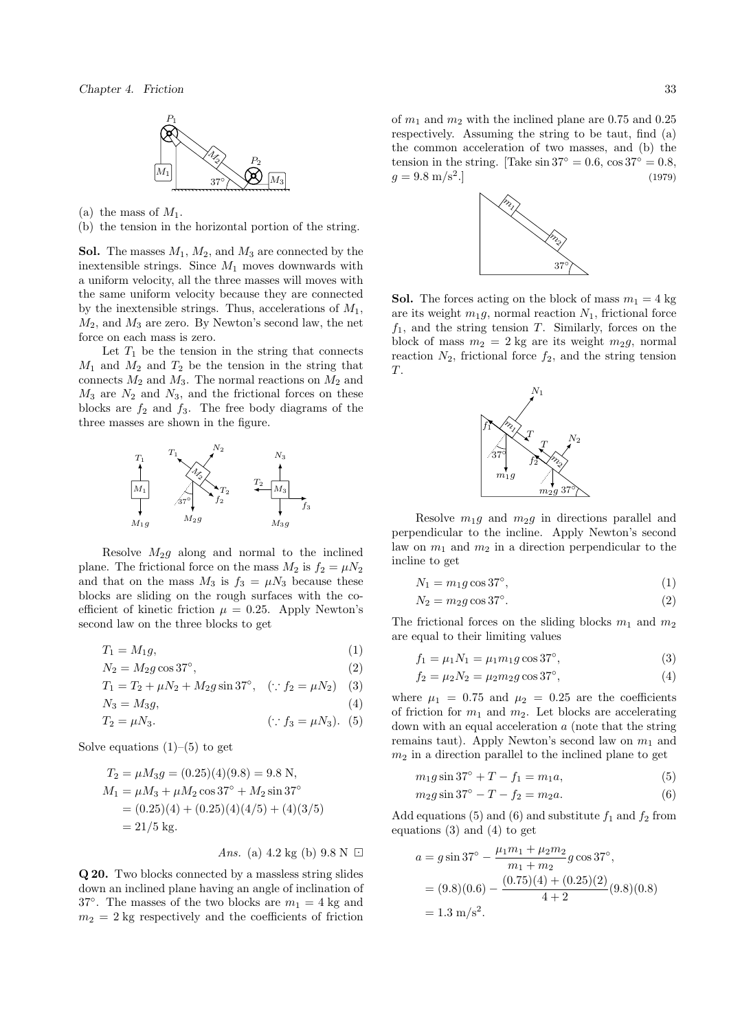(a) the mass of $M_1$.
(b) the tension in the horizontal portion of the string.

**Sol.** The masses $M_1$, $M_2$, and $M_3$ are connected by the inextensible strings. Since $M_1$ moves downwards with a uniform velocity, all the three masses will moves with the same uniform velocity because they are connected by the inextensible strings. Thus, accelerations of $M_1$, $M_2$, and $M_3$ are zero. By Newton's second law, the net force on each mass is zero.

Let $T_1$ be the tension in the string that connects $M_1$ and $M_2$ and $T_2$ be the tension in the string that connects $M_2$ and $M_3$. The normal reactions on $M_2$ and $M_3$ are $N_2$ and $N_3$, and the frictional forces on these blocks are $f_2$ and $f_3$. The free body diagrams of the three masses are shown in the figure.

Resolve $M_2g$ along and normal to the inclined plane. The frictional force on the mass $M_2$ is $f_2 = \mu N_2$ and that on the mass $M_3$ is $f_3 = \mu N_3$ because these blocks are sliding on the rough surfaces with the coefficient of kinetic friction $\mu = 0.25$. Apply Newton's second law on the three blocks to get

$$T_1 = M_1 g, \tag{1}$$
$$N_2 = M_2 g \cos 37°, \tag{2}$$
$$T_1 = T_2 + \mu N_2 + M_2 g \sin 37°, \quad (\because f_2 = \mu N_2) \tag{3}$$
$$N_3 = M_3 g, \tag{4}$$
$$T_2 = \mu N_3. \quad (\because f_3 = \mu N_3). \tag{5}$$

Solve equations (1)–(5) to get

$$T_2 = \mu M_3 g = (0.25)(4)(9.8) = 9.8 \text{ N},$$
$$\begin{aligned} M_1 &= \mu M_3 + \mu M_2 \cos 37° + M_2 \sin 37° \\ &= (0.25)(4) + (0.25)(4)(4/5) + (4)(3/5) \\ &= 21/5 \text{ kg}. \end{aligned}$$

*Ans.* (a) 4.2 kg (b) 9.8 N ⊡

**Q 20.** Two blocks connected by a massless string slides down an inclined plane having an angle of inclination of 37°. The masses of the two blocks are $m_1 = 4$ kg and $m_2 = 2$ kg respectively and the coefficients of friction of $m_1$ and $m_2$ with the inclined plane are 0.75 and 0.25 respectively. Assuming the string to be taut, find (a) the common acceleration of two masses, and (b) the tension in the string. [Take $\sin 37° = 0.6$, $\cos 37° = 0.8$, $g = 9.8 \text{ m/s}^2$.] (1979)

**Sol.** The forces acting on the block of mass $m_1 = 4$ kg are its weight $m_1 g$, normal reaction $N_1$, frictional force $f_1$, and the string tension $T$. Similarly, forces on the block of mass $m_2 = 2$ kg are its weight $m_2 g$, normal reaction $N_2$, frictional force $f_2$, and the string tension $T$.

Resolve $m_1 g$ and $m_2 g$ in directions parallel and perpendicular to the incline. Apply Newton's second law on $m_1$ and $m_2$ in a direction perpendicular to the incline to get

$$N_1 = m_1 g \cos 37°, \tag{1}$$
$$N_2 = m_2 g \cos 37°. \tag{2}$$

The frictional forces on the sliding blocks $m_1$ and $m_2$ are equal to their limiting values

$$f_1 = \mu_1 N_1 = \mu_1 m_1 g \cos 37°, \tag{3}$$
$$f_2 = \mu_2 N_2 = \mu_2 m_2 g \cos 37°, \tag{4}$$

where $\mu_1 = 0.75$ and $\mu_2 = 0.25$ are the coefficients of friction for $m_1$ and $m_2$. Let blocks are accelerating down with an equal acceleration $a$ (note that the string remains taut). Apply Newton's second law on $m_1$ and $m_2$ in a direction parallel to the inclined plane to get

$$m_1 g \sin 37° + T - f_1 = m_1 a, \tag{5}$$
$$m_2 g \sin 37° - T - f_2 = m_2 a. \tag{6}$$

Add equations (5) and (6) and substitute $f_1$ and $f_2$ from equations (3) and (4) to get

$$\begin{aligned} a &= g \sin 37° - \frac{\mu_1 m_1 + \mu_2 m_2}{m_1 + m_2} g \cos 37°, \\ &= (9.8)(0.6) - \frac{(0.75)(4) + (0.25)(2)}{4 + 2}(9.8)(0.8) \\ &= 1.3 \text{ m/s}^2. \end{aligned}$$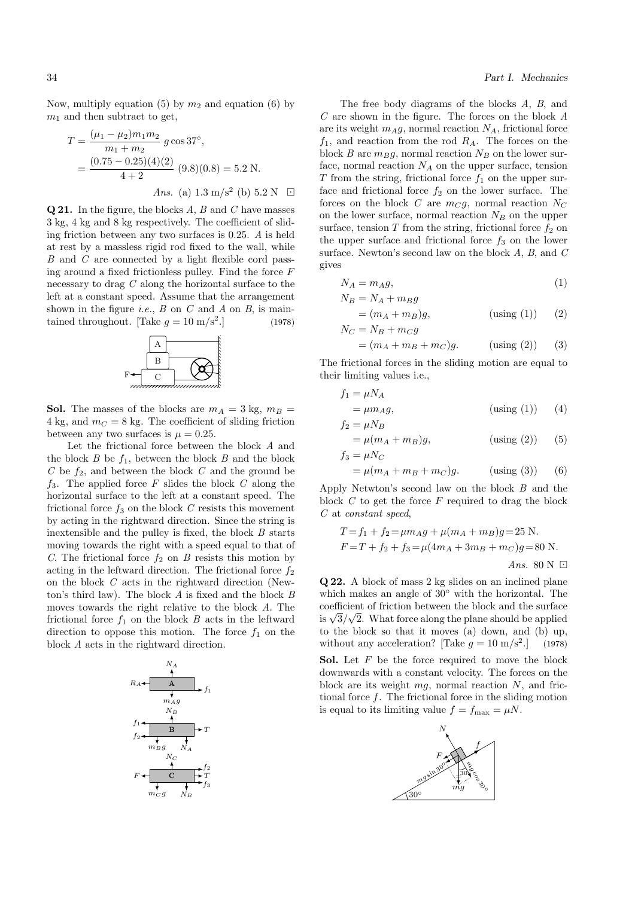Now, multiply equation (5) by $m_2$ and equation (6) by $m_1$ and then subtract to get,

$$T = \frac{(\mu_1 - \mu_2)m_1 m_2}{m_1 + m_2}\, g\cos 37°,$$
$$= \frac{(0.75 - 0.25)(4)(2)}{4+2}\,(9.8)(0.8) = 5.2\ \text{N}.$$

*Ans.* (a) $1.3\ \text{m/s}^2$ (b) 5.2 N ⊡

**Q 21.** In the figure, the blocks $A$, $B$ and $C$ have masses 3 kg, 4 kg and 8 kg respectively. The coefficient of sliding friction between any two surfaces is 0.25. $A$ is held at rest by a massless rigid rod fixed to the wall, while $B$ and $C$ are connected by a light flexible cord passing around a fixed frictionless pulley. Find the force $F$ necessary to drag $C$ along the horizontal surface to the left at a constant speed. Assume that the arrangement shown in the figure *i.e.*, $B$ on $C$ and $A$ on $B$, is maintained throughout. [Take $g = 10\ \text{m/s}^2$.] (1978)

A
B
F C

**Sol.** The masses of the blocks are $m_A = 3$ kg, $m_B = 4$ kg, and $m_C = 8$ kg. The coefficient of sliding friction between any two surfaces is $\mu = 0.25$.

Let the frictional force between the block $A$ and the block $B$ be $f_1$, between the block $B$ and the block $C$ be $f_2$, and between the block $C$ and the ground be $f_3$. The applied force $F$ slides the block $C$ along the horizontal surface to the left at a constant speed. The frictional force $f_3$ on the block $C$ resists this movement by acting in the rightward direction. Since the string is inextensible and the pulley is fixed, the block $B$ starts moving towards the right with a speed equal to that of $C$. The frictional force $f_2$ on $B$ resists this motion by acting in the leftward direction. The frictional force $f_2$ on the block $C$ acts in the rightward direction (Newton's third law). The block $A$ is fixed and the block $B$ moves towards the right relative to the block $A$. The frictional force $f_1$ on the block $B$ acts in the leftward direction to oppose this motion. The force $f_1$ on the block $A$ acts in the rightward direction.

$N_A$
$R_A$ A $f_1$
$m_A g$
$N_B$
$f_1$
$f_2$ B $T$
$m_B g$ $N_A$
$N_C$
$f_2$
$F$ C $T$
$f_3$
$m_C g$ $N_B$

The free body diagrams of the blocks $A$, $B$, and $C$ are shown in the figure. The forces on the block $A$ are its weight $m_A g$, normal reaction $N_A$, frictional force $f_1$, and reaction from the rod $R_A$. The forces on the block $B$ are $m_B g$, normal reaction $N_B$ on the lower surface, normal reaction $N_A$ on the upper surface, tension $T$ from the string, frictional force $f_1$ on the upper surface and frictional force $f_2$ on the lower surface. The forces on the block $C$ are $m_C g$, normal reaction $N_C$ on the lower surface, normal reaction $N_B$ on the upper surface, tension $T$ from the string, frictional force $f_2$ on the upper surface and frictional force $f_3$ on the lower surface. Newton's second law on the block $A$, $B$, and $C$ gives

$$N_A = m_A g, \tag{1}$$
$$N_B = N_A + m_B g = (m_A + m_B)g, \quad \text{(using (1))} \tag{2}$$
$$N_C = N_B + m_C g = (m_A + m_B + m_C)g. \quad \text{(using (2))} \tag{3}$$

The frictional forces in the sliding motion are equal to their limiting values i.e.,

$$f_1 = \mu N_A = \mu m_A g, \quad \text{(using (1))} \tag{4}$$
$$f_2 = \mu N_B = \mu(m_A + m_B)g, \quad \text{(using (2))} \tag{5}$$
$$f_3 = \mu N_C = \mu(m_A + m_B + m_C)g. \quad \text{(using (3))} \tag{6}$$

Apply Netwton's second law on the block $B$ and the block $C$ to get the force $F$ required to drag the block $C$ at *constant speed*,

$$T = f_1 + f_2 = \mu m_A g + \mu(m_A + m_B)g = 25\ \text{N}.$$
$$F = T + f_2 + f_3 = \mu(4m_A + 3m_B + m_C)g = 80\ \text{N}.$$

*Ans.* 80 N ⊡

**Q 22.** A block of mass 2 kg slides on an inclined plane which makes an angle of 30° with the horizontal. The coefficient of friction between the block and the surface is $\sqrt{3}/\sqrt{2}$. What force along the plane should be applied to the block so that it moves (a) down, and (b) up, without any acceleration? [Take $g = 10\ \text{m/s}^2$.] (1978)

**Sol.** Let $F$ be the force required to move the block downwards with a constant velocity. The forces on the block are its weight $mg$, normal reaction $N$, and frictional force $f$. The frictional force in the sliding motion is equal to its limiting value $f = f_{\max} = \mu N$.

$N$
$f$
$F$
$mg\sin 30°$
$mg\cos 30°$
30°
$mg$
30°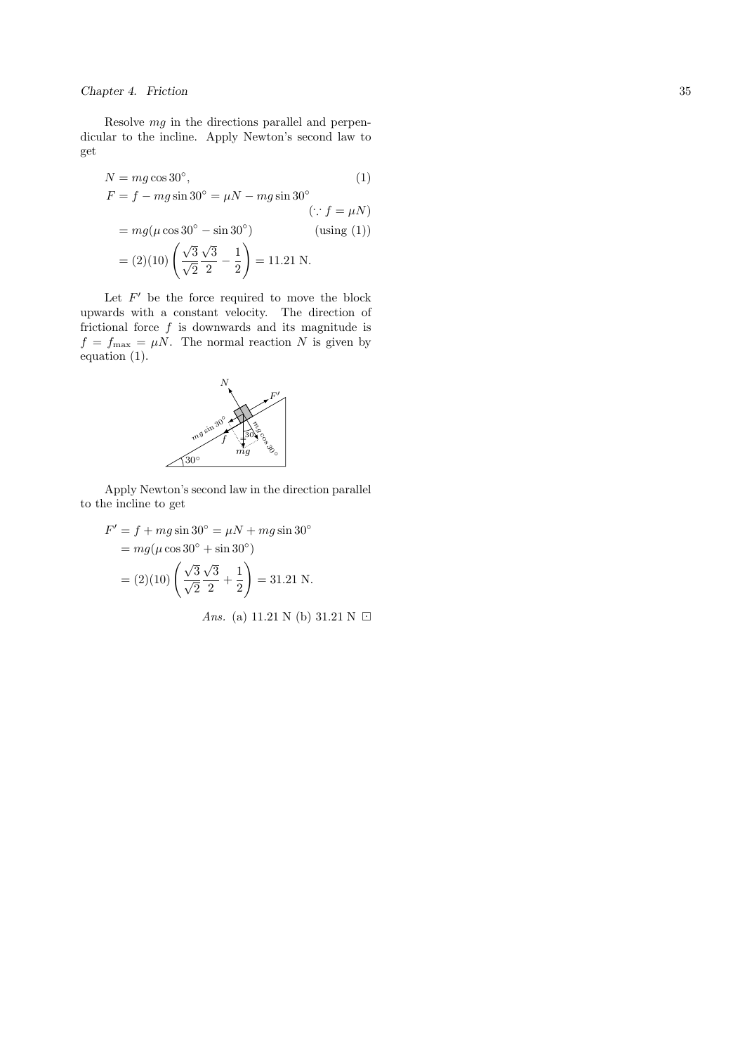Resolve $mg$ in the directions parallel and perpendicular to the incline. Apply Newton's second law to get

$$
\begin{aligned}
N &= mg\cos 30^\circ, & (1)\\
F &= f - mg\sin 30^\circ = \mu N - mg\sin 30^\circ & (\because f = \mu N)\\
&= mg(\mu\cos 30^\circ - \sin 30^\circ) & (\text{using } (1))\\
&= (2)(10)\left(\frac{\sqrt{3}}{\sqrt{2}}\frac{\sqrt{3}}{2} - \frac{1}{2}\right) = 11.21\ \text{N}.
\end{aligned}
$$

Let $F'$ be the force required to move the block upwards with a constant velocity. The direction of frictional force $f$ is downwards and its magnitude is $f = f_{\max} = \mu N$. The normal reaction $N$ is given by equation (1).

$N$

$F'$

$mg\sin 30^\circ$

$mg\cos 30^\circ$

$f$

$30^\circ$

$mg$

$30^\circ$

Apply Newton's second law in the direction parallel to the incline to get

$$
\begin{aligned}
F' &= f + mg\sin 30^\circ = \mu N + mg\sin 30^\circ\\
&= mg(\mu\cos 30^\circ + \sin 30^\circ)\\
&= (2)(10)\left(\frac{\sqrt{3}}{\sqrt{2}}\frac{\sqrt{3}}{2} + \frac{1}{2}\right) = 31.21\ \text{N}.
\end{aligned}
$$

*Ans.* (a) 11.21 N (b) 31.21 N ⊡